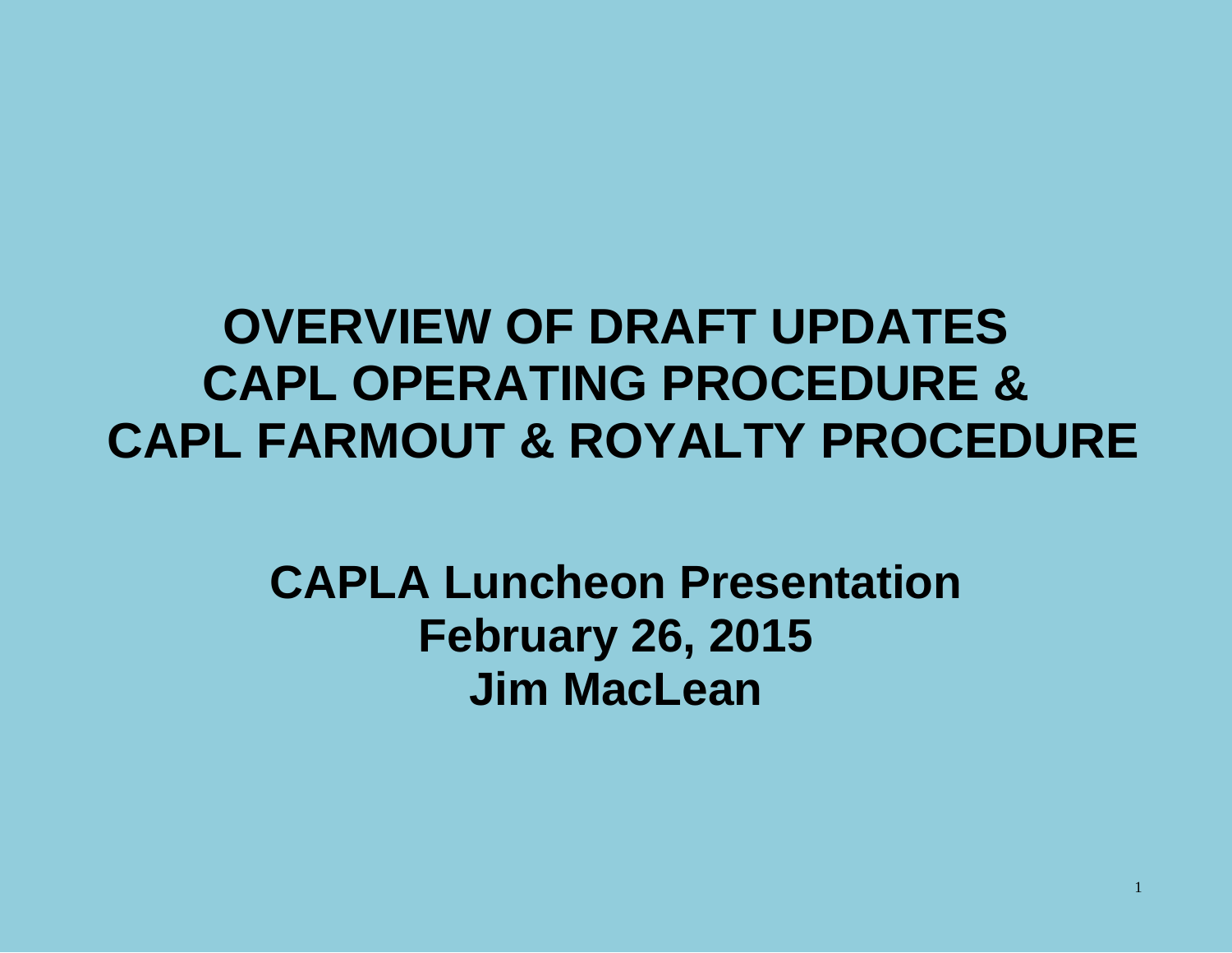# OVERVIEW OF DRAFT UPDATES
# CAPL OPERATING PROCEDURE &
# CAPL FARMOUT & ROYALTY PROCEDURE

**CAPLA Luncheon Presentation**
**February 26, 2015**
**Jim MacLean**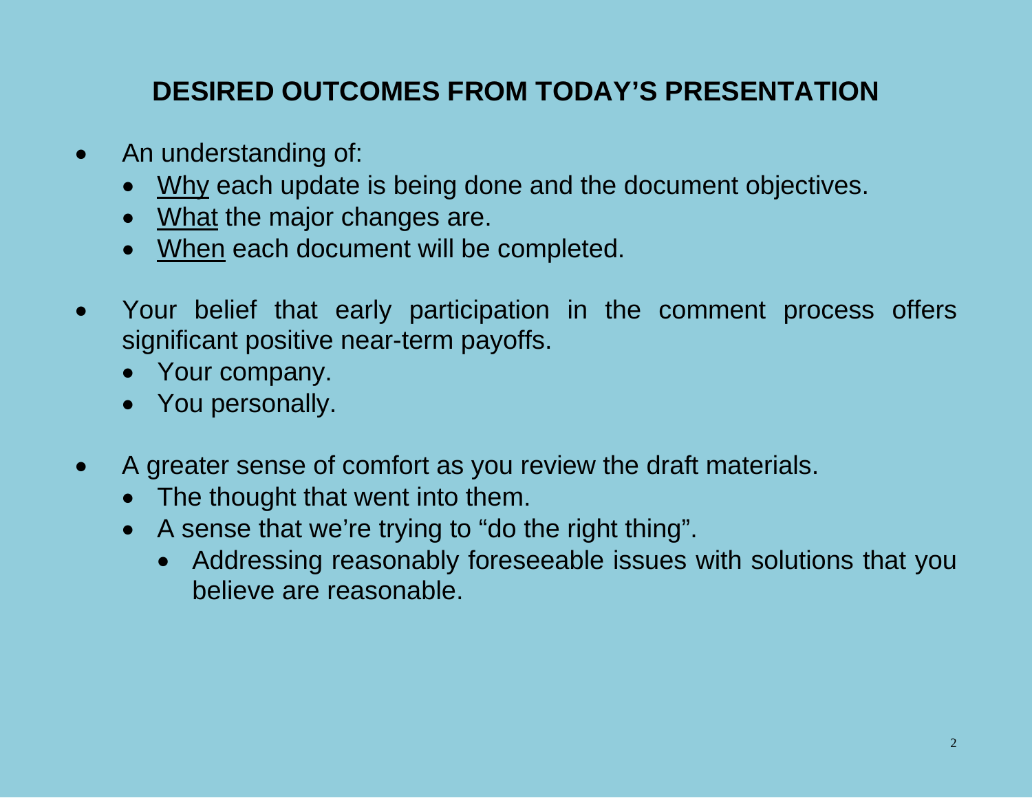# DESIRED OUTCOMES FROM TODAY'S PRESENTATION

- An understanding of:
  - <u>Why</u> each update is being done and the document objectives.
  - <u>What</u> the major changes are.
  - <u>When</u> each document will be completed.

- Your belief that early participation in the comment process offers significant positive near-term payoffs.
  - Your company.
  - You personally.

- A greater sense of comfort as you review the draft materials.
  - The thought that went into them.
  - A sense that we're trying to "do the right thing".
    - Addressing reasonably foreseeable issues with solutions that you believe are reasonable.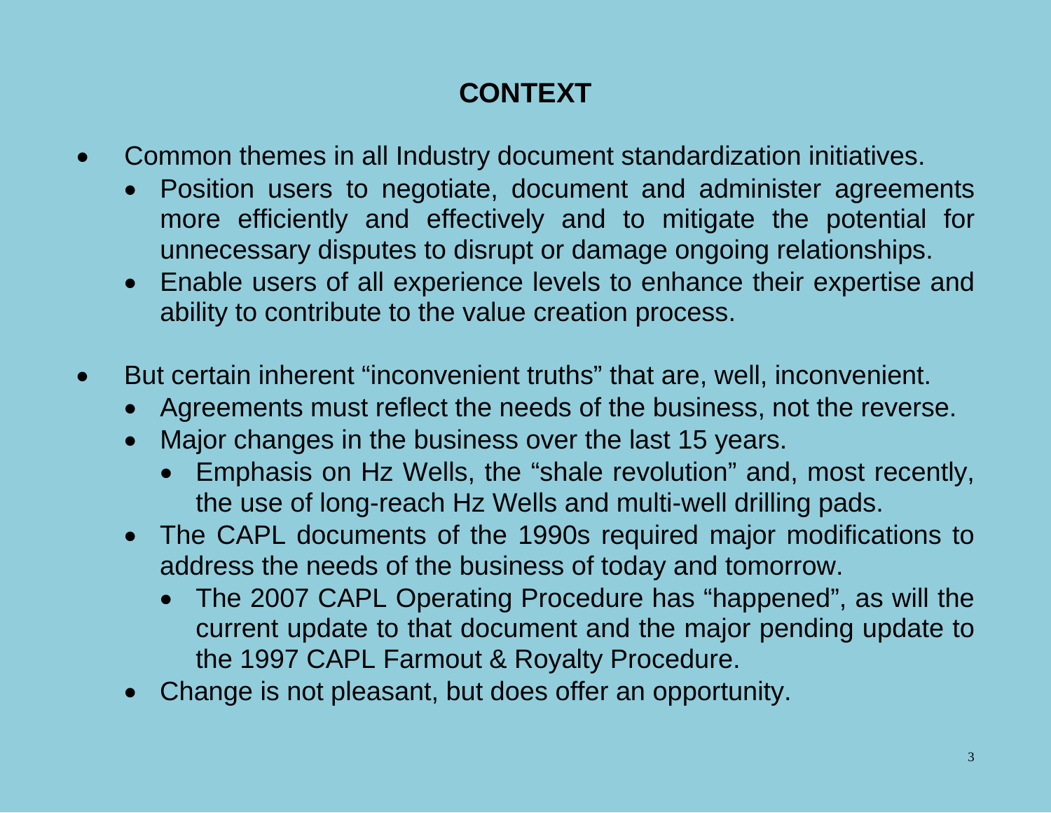# CONTEXT

- Common themes in all Industry document standardization initiatives.
  - Position users to negotiate, document and administer agreements more efficiently and effectively and to mitigate the potential for unnecessary disputes to disrupt or damage ongoing relationships.
  - Enable users of all experience levels to enhance their expertise and ability to contribute to the value creation process.

- But certain inherent "inconvenient truths" that are, well, inconvenient.
  - Agreements must reflect the needs of the business, not the reverse.
  - Major changes in the business over the last 15 years.
    - Emphasis on Hz Wells, the "shale revolution" and, most recently, the use of long-reach Hz Wells and multi-well drilling pads.
  - The CAPL documents of the 1990s required major modifications to address the needs of the business of today and tomorrow.
    - The 2007 CAPL Operating Procedure has "happened", as will the current update to that document and the major pending update to the 1997 CAPL Farmout & Royalty Procedure.
  - Change is not pleasant, but does offer an opportunity.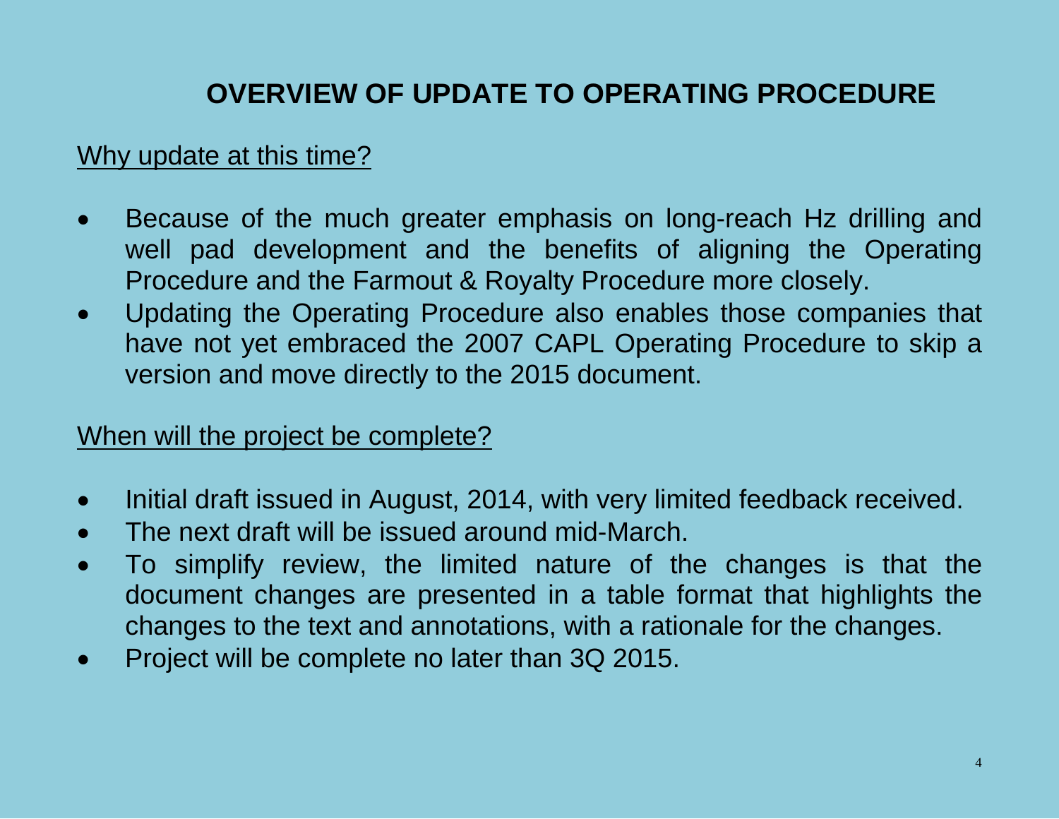# OVERVIEW OF UPDATE TO OPERATING PROCEDURE

## Why update at this time?

- Because of the much greater emphasis on long-reach Hz drilling and well pad development and the benefits of aligning the Operating Procedure and the Farmout & Royalty Procedure more closely.
- Updating the Operating Procedure also enables those companies that have not yet embraced the 2007 CAPL Operating Procedure to skip a version and move directly to the 2015 document.

## When will the project be complete?

- Initial draft issued in August, 2014, with very limited feedback received.
- The next draft will be issued around mid-March.
- To simplify review, the limited nature of the changes is that the document changes are presented in a table format that highlights the changes to the text and annotations, with a rationale for the changes.
- Project will be complete no later than 3Q 2015.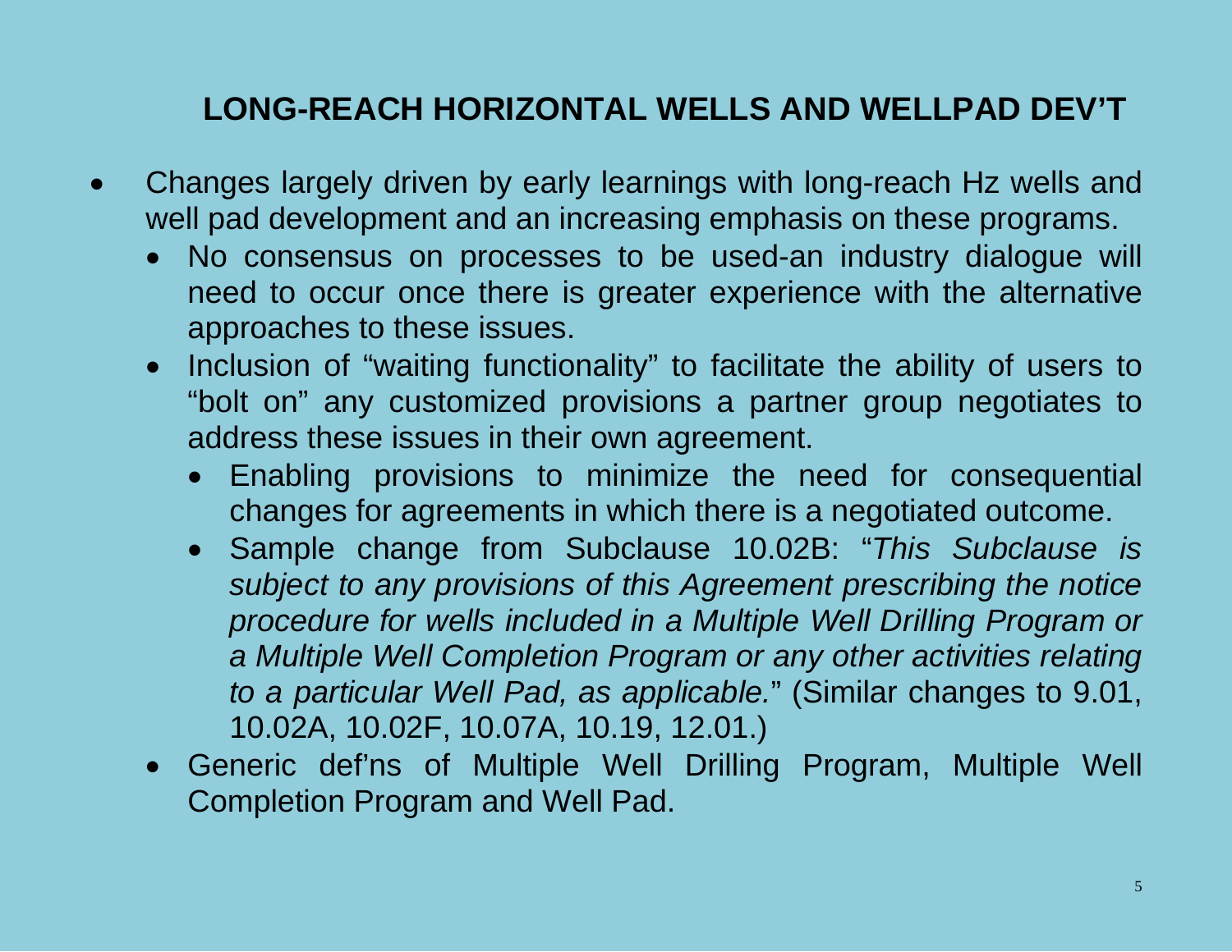## LONG-REACH HORIZONTAL WELLS AND WELLPAD DEV'T

- Changes largely driven by early learnings with long-reach Hz wells and well pad development and an increasing emphasis on these programs.
  - No consensus on processes to be used-an industry dialogue will need to occur once there is greater experience with the alternative approaches to these issues.
  - Inclusion of "waiting functionality" to facilitate the ability of users to "bolt on" any customized provisions a partner group negotiates to address these issues in their own agreement.
    - Enabling provisions to minimize the need for consequential changes for agreements in which there is a negotiated outcome.
    - Sample change from Subclause 10.02B: "*This Subclause is subject to any provisions of this Agreement prescribing the notice procedure for wells included in a Multiple Well Drilling Program or a Multiple Well Completion Program or any other activities relating to a particular Well Pad, as applicable.*" (Similar changes to 9.01, 10.02A, 10.02F, 10.07A, 10.19, 12.01.)
  - Generic def'ns of Multiple Well Drilling Program, Multiple Well Completion Program and Well Pad.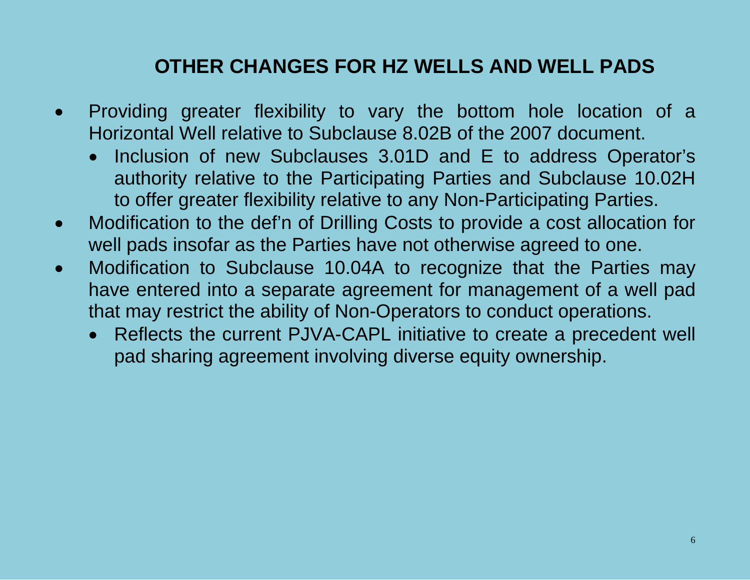# OTHER CHANGES FOR HZ WELLS AND WELL PADS

- Providing greater flexibility to vary the bottom hole location of a Horizontal Well relative to Subclause 8.02B of the 2007 document.
  - Inclusion of new Subclauses 3.01D and E to address Operator's authority relative to the Participating Parties and Subclause 10.02H to offer greater flexibility relative to any Non-Participating Parties.
- Modification to the def'n of Drilling Costs to provide a cost allocation for well pads insofar as the Parties have not otherwise agreed to one.
- Modification to Subclause 10.04A to recognize that the Parties may have entered into a separate agreement for management of a well pad that may restrict the ability of Non-Operators to conduct operations.
  - Reflects the current PJVA-CAPL initiative to create a precedent well pad sharing agreement involving diverse equity ownership.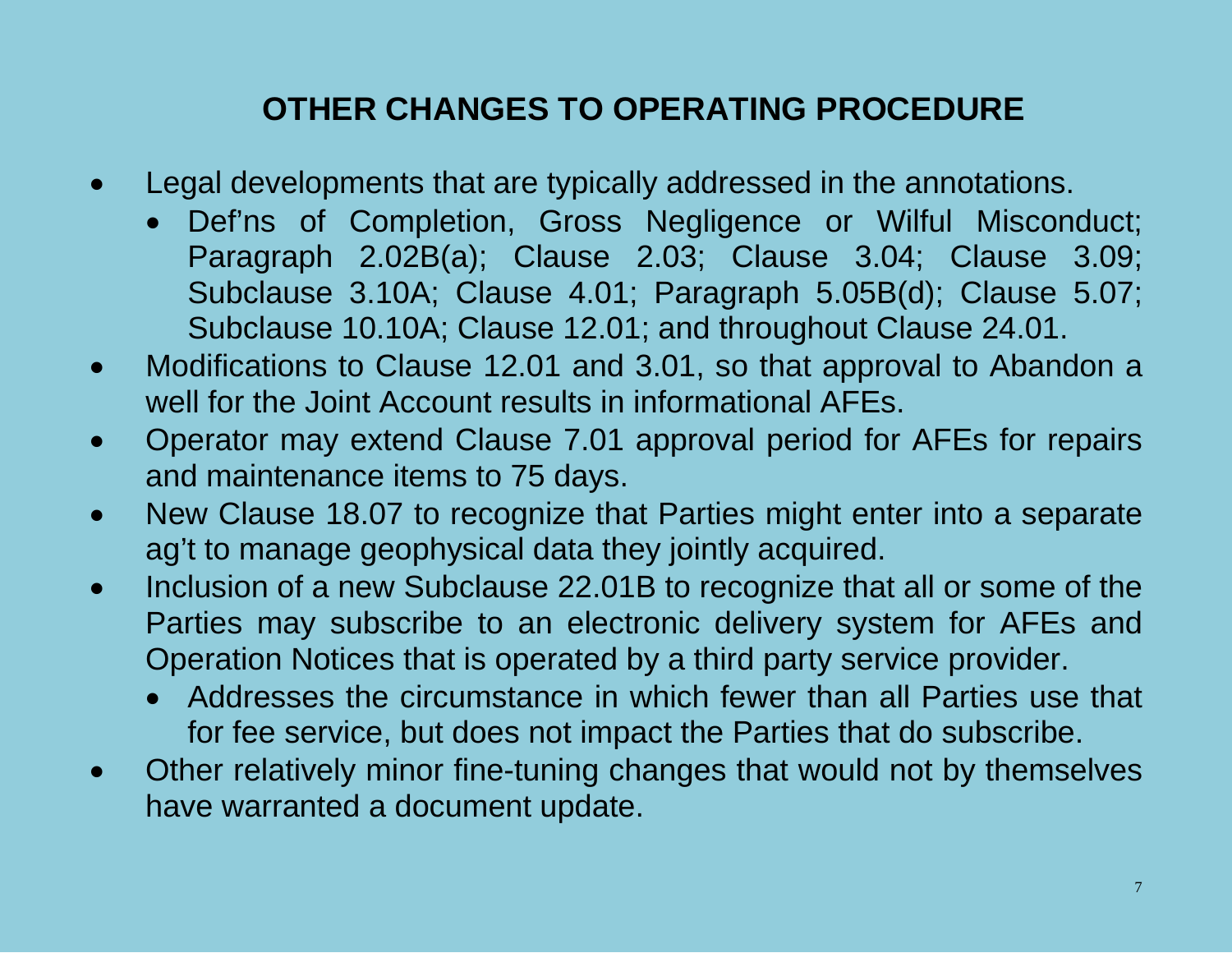# OTHER CHANGES TO OPERATING PROCEDURE

- Legal developments that are typically addressed in the annotations.
  - Def'ns of Completion, Gross Negligence or Wilful Misconduct; Paragraph 2.02B(a); Clause 2.03; Clause 3.04; Clause 3.09; Subclause 3.10A; Clause 4.01; Paragraph 5.05B(d); Clause 5.07; Subclause 10.10A; Clause 12.01; and throughout Clause 24.01.
- Modifications to Clause 12.01 and 3.01, so that approval to Abandon a well for the Joint Account results in informational AFEs.
- Operator may extend Clause 7.01 approval period for AFEs for repairs and maintenance items to 75 days.
- New Clause 18.07 to recognize that Parties might enter into a separate ag't to manage geophysical data they jointly acquired.
- Inclusion of a new Subclause 22.01B to recognize that all or some of the Parties may subscribe to an electronic delivery system for AFEs and Operation Notices that is operated by a third party service provider.
  - Addresses the circumstance in which fewer than all Parties use that for fee service, but does not impact the Parties that do subscribe.
- Other relatively minor fine-tuning changes that would not by themselves have warranted a document update.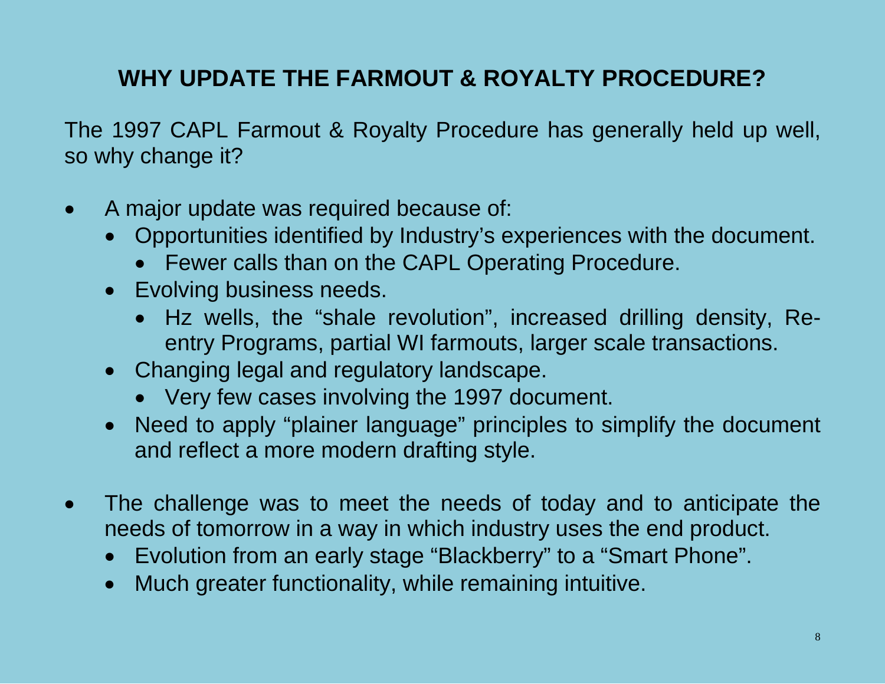# WHY UPDATE THE FARMOUT & ROYALTY PROCEDURE?

The 1997 CAPL Farmout & Royalty Procedure has generally held up well, so why change it?

- A major update was required because of:
  - Opportunities identified by Industry's experiences with the document.
    - Fewer calls than on the CAPL Operating Procedure.
  - Evolving business needs.
    - Hz wells, the "shale revolution", increased drilling density, Re-entry Programs, partial WI farmouts, larger scale transactions.
  - Changing legal and regulatory landscape.
    - Very few cases involving the 1997 document.
  - Need to apply "plainer language" principles to simplify the document and reflect a more modern drafting style.

- The challenge was to meet the needs of today and to anticipate the needs of tomorrow in a way in which industry uses the end product.
  - Evolution from an early stage "Blackberry" to a "Smart Phone".
  - Much greater functionality, while remaining intuitive.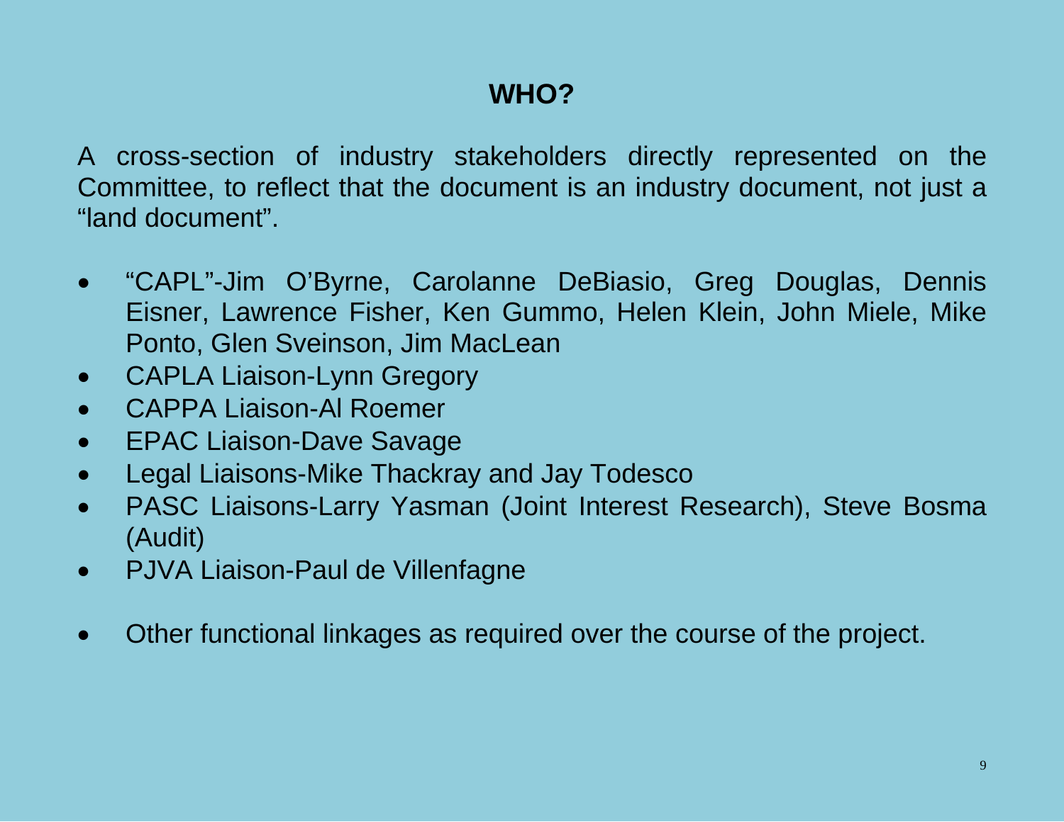# WHO?

A cross-section of industry stakeholders directly represented on the Committee, to reflect that the document is an industry document, not just a "land document".

- "CAPL"-Jim O'Byrne, Carolanne DeBiasio, Greg Douglas, Dennis Eisner, Lawrence Fisher, Ken Gummo, Helen Klein, John Miele, Mike Ponto, Glen Sveinson, Jim MacLean
- CAPLA Liaison-Lynn Gregory
- CAPPA Liaison-Al Roemer
- EPAC Liaison-Dave Savage
- Legal Liaisons-Mike Thackray and Jay Todesco
- PASC Liaisons-Larry Yasman (Joint Interest Research), Steve Bosma (Audit)
- PJVA Liaison-Paul de Villenfagne

- Other functional linkages as required over the course of the project.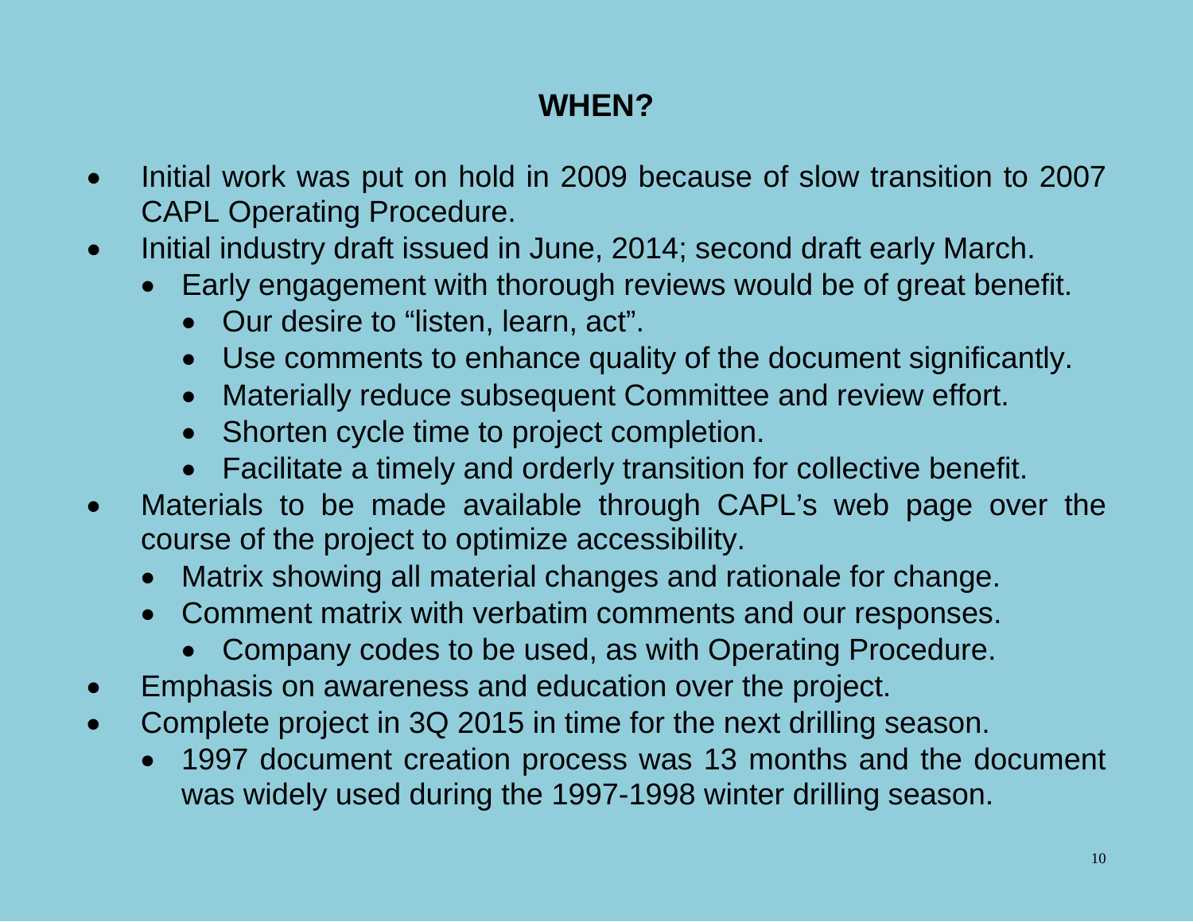# WHEN?

- Initial work was put on hold in 2009 because of slow transition to 2007 CAPL Operating Procedure.
- Initial industry draft issued in June, 2014; second draft early March.
  - Early engagement with thorough reviews would be of great benefit.
    - Our desire to “listen, learn, act”.
    - Use comments to enhance quality of the document significantly.
    - Materially reduce subsequent Committee and review effort.
    - Shorten cycle time to project completion.
    - Facilitate a timely and orderly transition for collective benefit.
- Materials to be made available through CAPL’s web page over the course of the project to optimize accessibility.
  - Matrix showing all material changes and rationale for change.
  - Comment matrix with verbatim comments and our responses.
    - Company codes to be used, as with Operating Procedure.
- Emphasis on awareness and education over the project.
- Complete project in 3Q 2015 in time for the next drilling season.
  - 1997 document creation process was 13 months and the document was widely used during the 1997-1998 winter drilling season.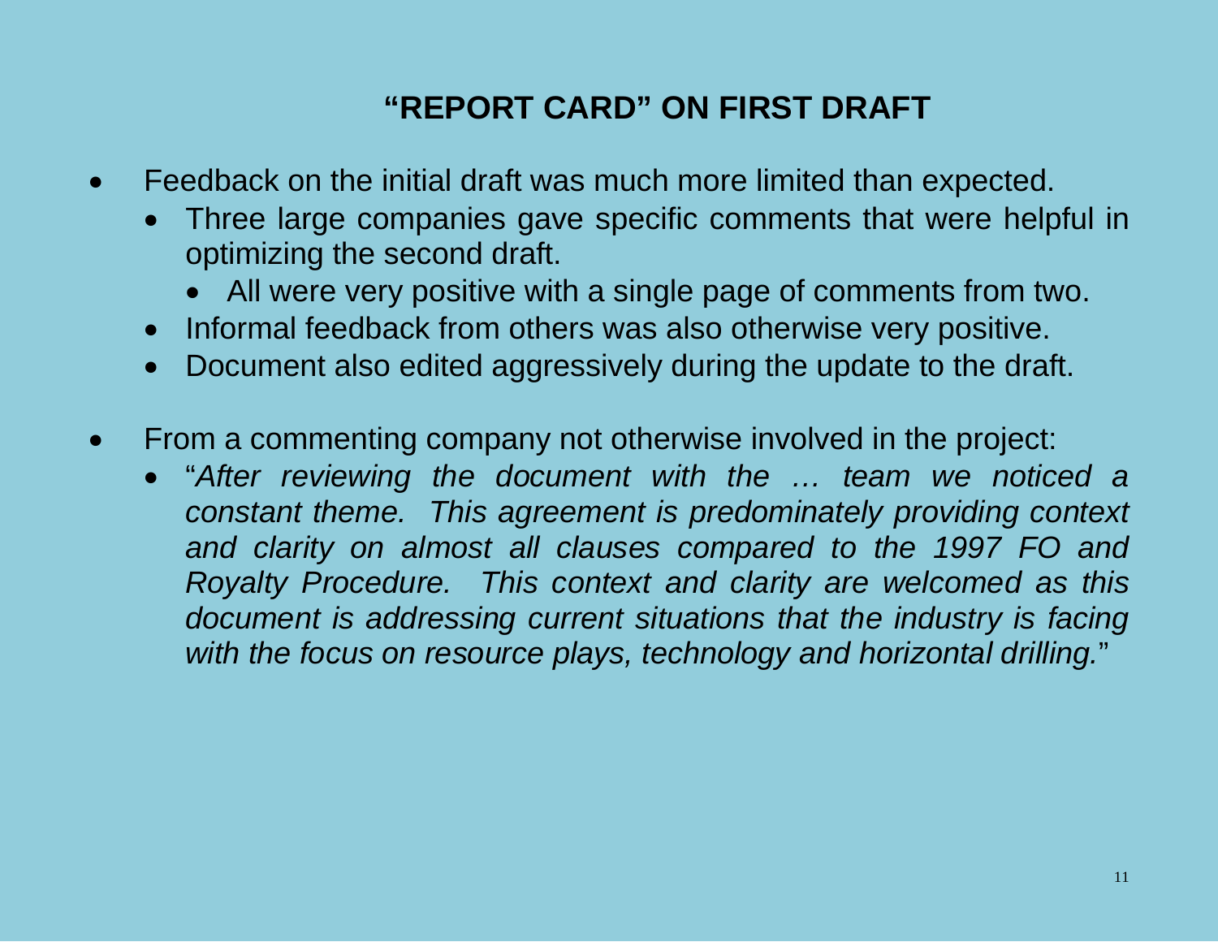## "REPORT CARD" ON FIRST DRAFT

- Feedback on the initial draft was much more limited than expected.
  - Three large companies gave specific comments that were helpful in optimizing the second draft.
    - All were very positive with a single page of comments from two.
  - Informal feedback from others was also otherwise very positive.
  - Document also edited aggressively during the update to the draft.

- From a commenting company not otherwise involved in the project:
  - "*After reviewing the document with the … team we noticed a constant theme. This agreement is predominately providing context and clarity on almost all clauses compared to the 1997 FO and Royalty Procedure. This context and clarity are welcomed as this document is addressing current situations that the industry is facing with the focus on resource plays, technology and horizontal drilling.*"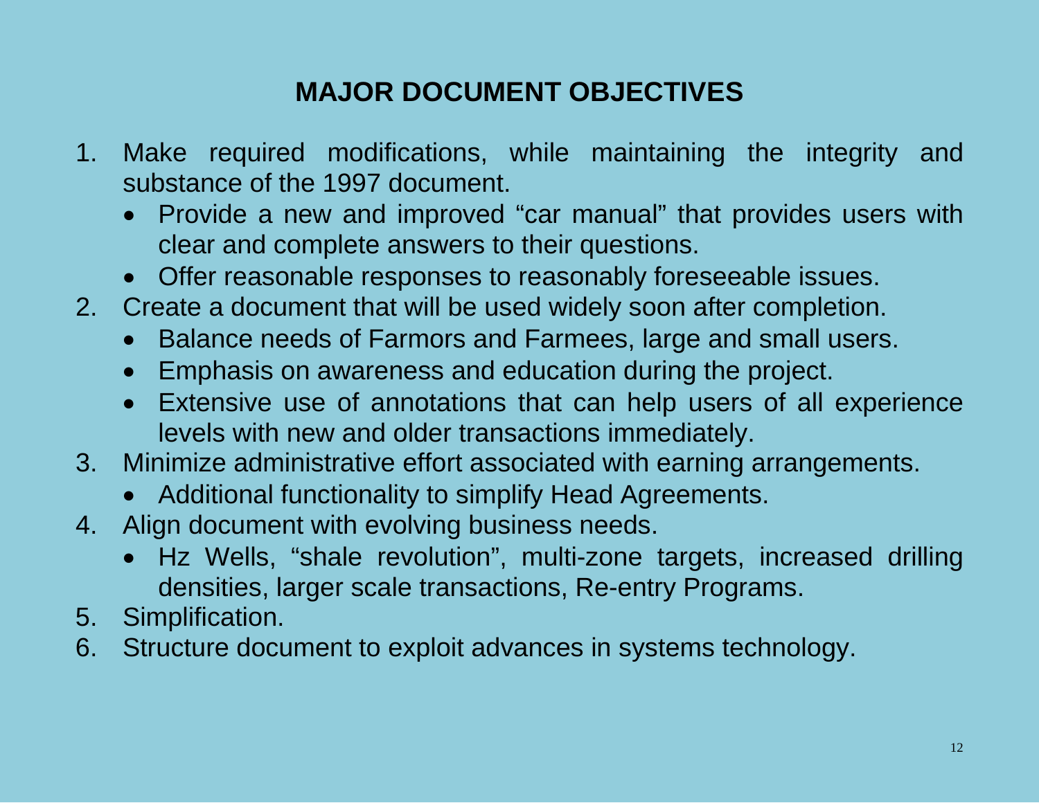# MAJOR DOCUMENT OBJECTIVES

1. Make required modifications, while maintaining the integrity and substance of the 1997 document.
   - Provide a new and improved "car manual" that provides users with clear and complete answers to their questions.
   - Offer reasonable responses to reasonably foreseeable issues.
2. Create a document that will be used widely soon after completion.
   - Balance needs of Farmors and Farmees, large and small users.
   - Emphasis on awareness and education during the project.
   - Extensive use of annotations that can help users of all experience levels with new and older transactions immediately.
3. Minimize administrative effort associated with earning arrangements.
   - Additional functionality to simplify Head Agreements.
4. Align document with evolving business needs.
   - Hz Wells, "shale revolution", multi-zone targets, increased drilling densities, larger scale transactions, Re-entry Programs.
5. Simplification.
6. Structure document to exploit advances in systems technology.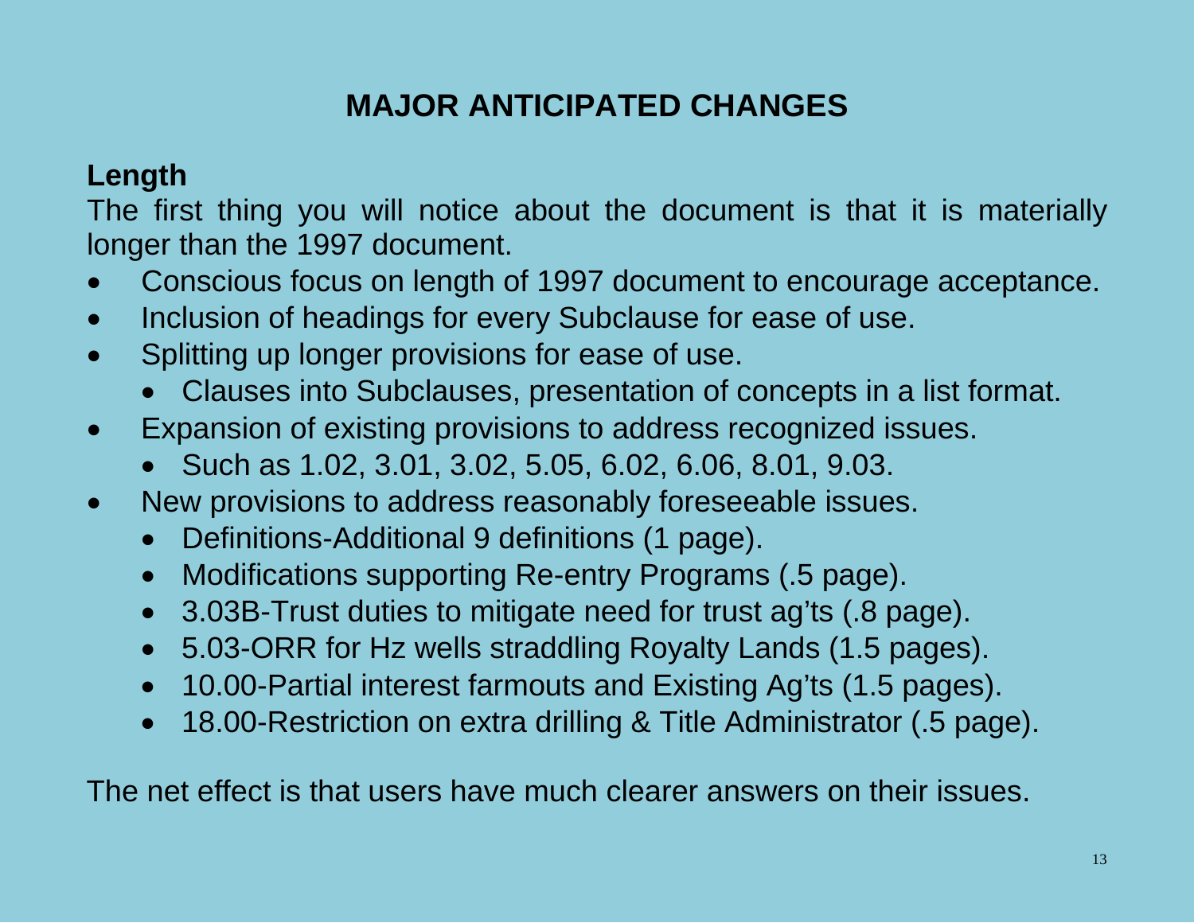# MAJOR ANTICIPATED CHANGES

## Length

The first thing you will notice about the document is that it is materially longer than the 1997 document.

- Conscious focus on length of 1997 document to encourage acceptance.
- Inclusion of headings for every Subclause for ease of use.
- Splitting up longer provisions for ease of use.
  - Clauses into Subclauses, presentation of concepts in a list format.
- Expansion of existing provisions to address recognized issues.
  - Such as 1.02, 3.01, 3.02, 5.05, 6.02, 6.06, 8.01, 9.03.
- New provisions to address reasonably foreseeable issues.
  - Definitions-Additional 9 definitions (1 page).
  - Modifications supporting Re-entry Programs (.5 page).
  - 3.03B-Trust duties to mitigate need for trust ag'ts (.8 page).
  - 5.03-ORR for Hz wells straddling Royalty Lands (1.5 pages).
  - 10.00-Partial interest farmouts and Existing Ag'ts (1.5 pages).
  - 18.00-Restriction on extra drilling & Title Administrator (.5 page).

The net effect is that users have much clearer answers on their issues.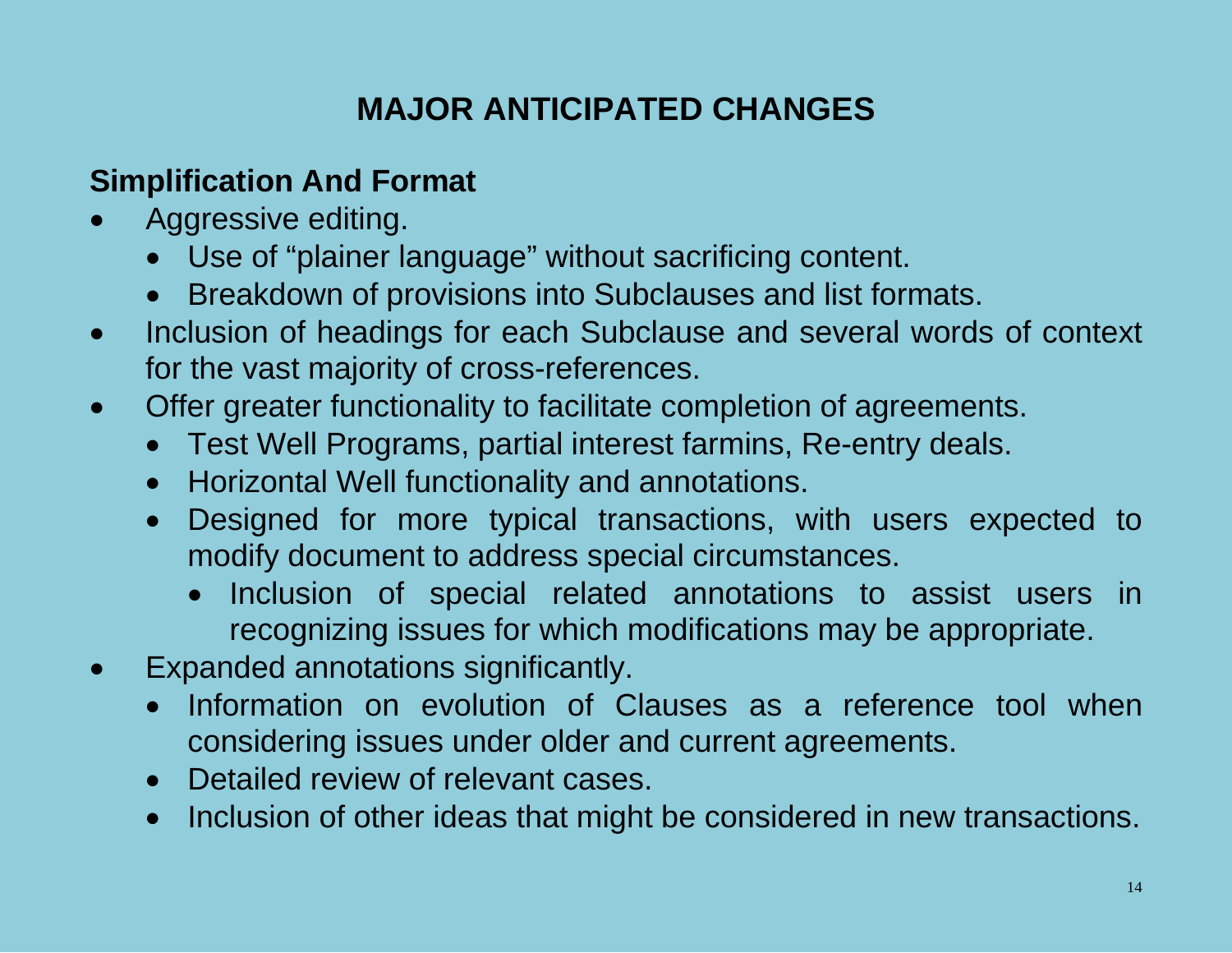# MAJOR ANTICIPATED CHANGES

## Simplification And Format

- Aggressive editing.
  - Use of "plainer language" without sacrificing content.
  - Breakdown of provisions into Subclauses and list formats.
- Inclusion of headings for each Subclause and several words of context for the vast majority of cross-references.
- Offer greater functionality to facilitate completion of agreements.
  - Test Well Programs, partial interest farmins, Re-entry deals.
  - Horizontal Well functionality and annotations.
  - Designed for more typical transactions, with users expected to modify document to address special circumstances.
    - Inclusion of special related annotations to assist users in recognizing issues for which modifications may be appropriate.
- Expanded annotations significantly.
  - Information on evolution of Clauses as a reference tool when considering issues under older and current agreements.
  - Detailed review of relevant cases.
  - Inclusion of other ideas that might be considered in new transactions.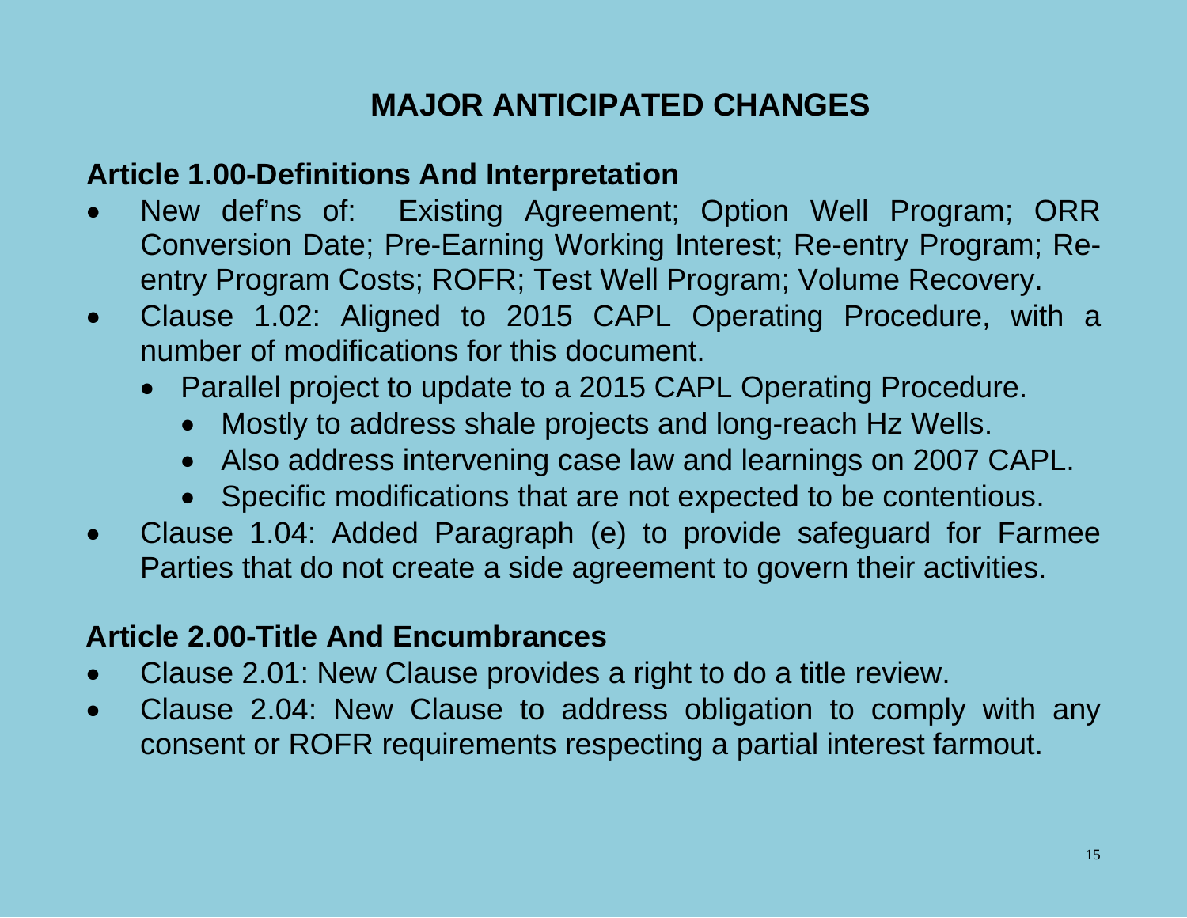# MAJOR ANTICIPATED CHANGES

## Article 1.00-Definitions And Interpretation

- New def'ns of: Existing Agreement; Option Well Program; ORR Conversion Date; Pre-Earning Working Interest; Re-entry Program; Re-entry Program Costs; ROFR; Test Well Program; Volume Recovery.
- Clause 1.02: Aligned to 2015 CAPL Operating Procedure, with a number of modifications for this document.
  - Parallel project to update to a 2015 CAPL Operating Procedure.
    - Mostly to address shale projects and long-reach Hz Wells.
    - Also address intervening case law and learnings on 2007 CAPL.
    - Specific modifications that are not expected to be contentious.
- Clause 1.04: Added Paragraph (e) to provide safeguard for Farmee Parties that do not create a side agreement to govern their activities.

## Article 2.00-Title And Encumbrances

- Clause 2.01: New Clause provides a right to do a title review.
- Clause 2.04: New Clause to address obligation to comply with any consent or ROFR requirements respecting a partial interest farmout.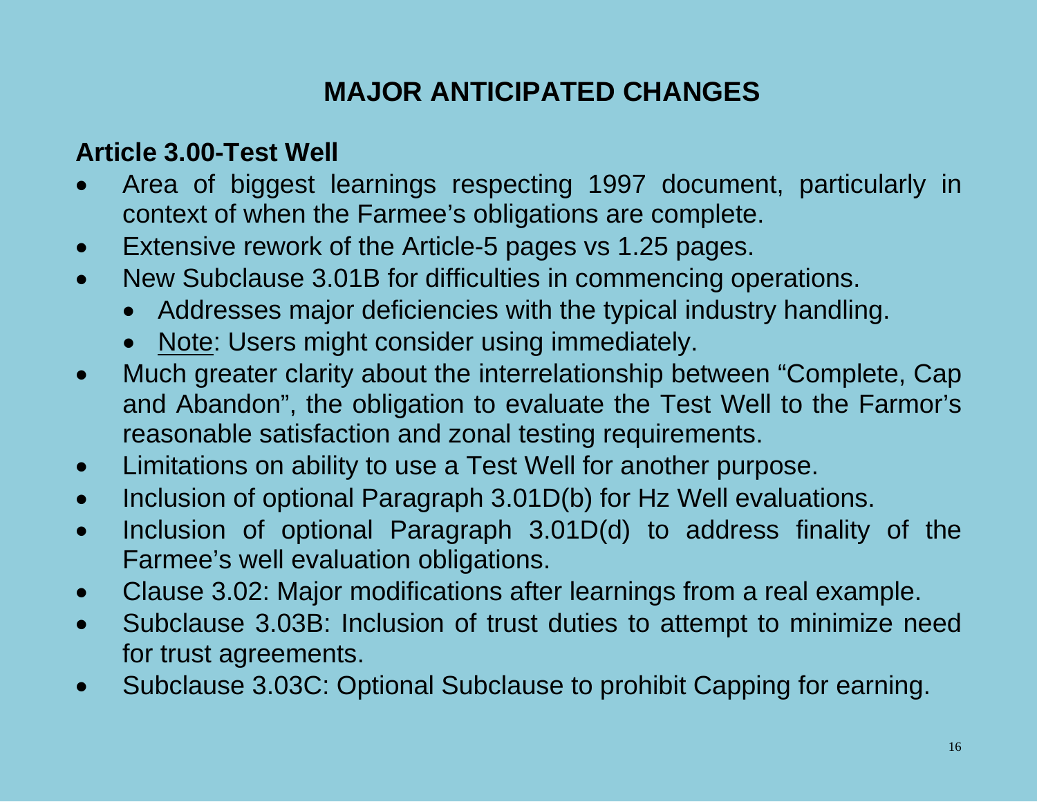# MAJOR ANTICIPATED CHANGES

## Article 3.00-Test Well

- Area of biggest learnings respecting 1997 document, particularly in context of when the Farmee's obligations are complete.
- Extensive rework of the Article-5 pages vs 1.25 pages.
- New Subclause 3.01B for difficulties in commencing operations.
  - Addresses major deficiencies with the typical industry handling.
  - <u>Note</u>: Users might consider using immediately.
- Much greater clarity about the interrelationship between "Complete, Cap and Abandon", the obligation to evaluate the Test Well to the Farmor's reasonable satisfaction and zonal testing requirements.
- Limitations on ability to use a Test Well for another purpose.
- Inclusion of optional Paragraph 3.01D(b) for Hz Well evaluations.
- Inclusion of optional Paragraph 3.01D(d) to address finality of the Farmee's well evaluation obligations.
- Clause 3.02: Major modifications after learnings from a real example.
- Subclause 3.03B: Inclusion of trust duties to attempt to minimize need for trust agreements.
- Subclause 3.03C: Optional Subclause to prohibit Capping for earning.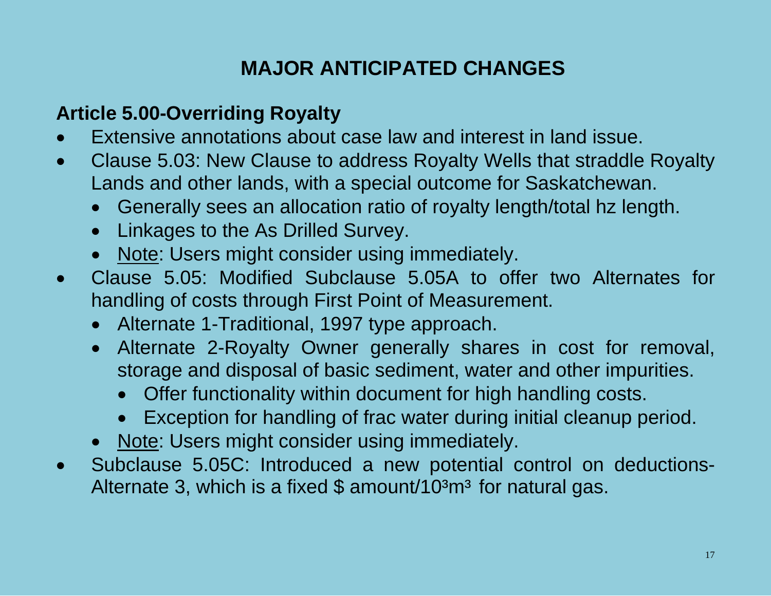# MAJOR ANTICIPATED CHANGES

## Article 5.00-Overriding Royalty

- Extensive annotations about case law and interest in land issue.
- Clause 5.03: New Clause to address Royalty Wells that straddle Royalty Lands and other lands, with a special outcome for Saskatchewan.
  - Generally sees an allocation ratio of royalty length/total hz length.
  - Linkages to the As Drilled Survey.
  - <u>Note</u>: Users might consider using immediately.
- Clause 5.05: Modified Subclause 5.05A to offer two Alternates for handling of costs through First Point of Measurement.
  - Alternate 1-Traditional, 1997 type approach.
  - Alternate 2-Royalty Owner generally shares in cost for removal, storage and disposal of basic sediment, water and other impurities.
    - Offer functionality within document for high handling costs.
    - Exception for handling of frac water during initial cleanup period.
  - <u>Note</u>: Users might consider using immediately.
- Subclause 5.05C: Introduced a new potential control on deductions-Alternate 3, which is a fixed \$ amount/$10^3m^3$ for natural gas.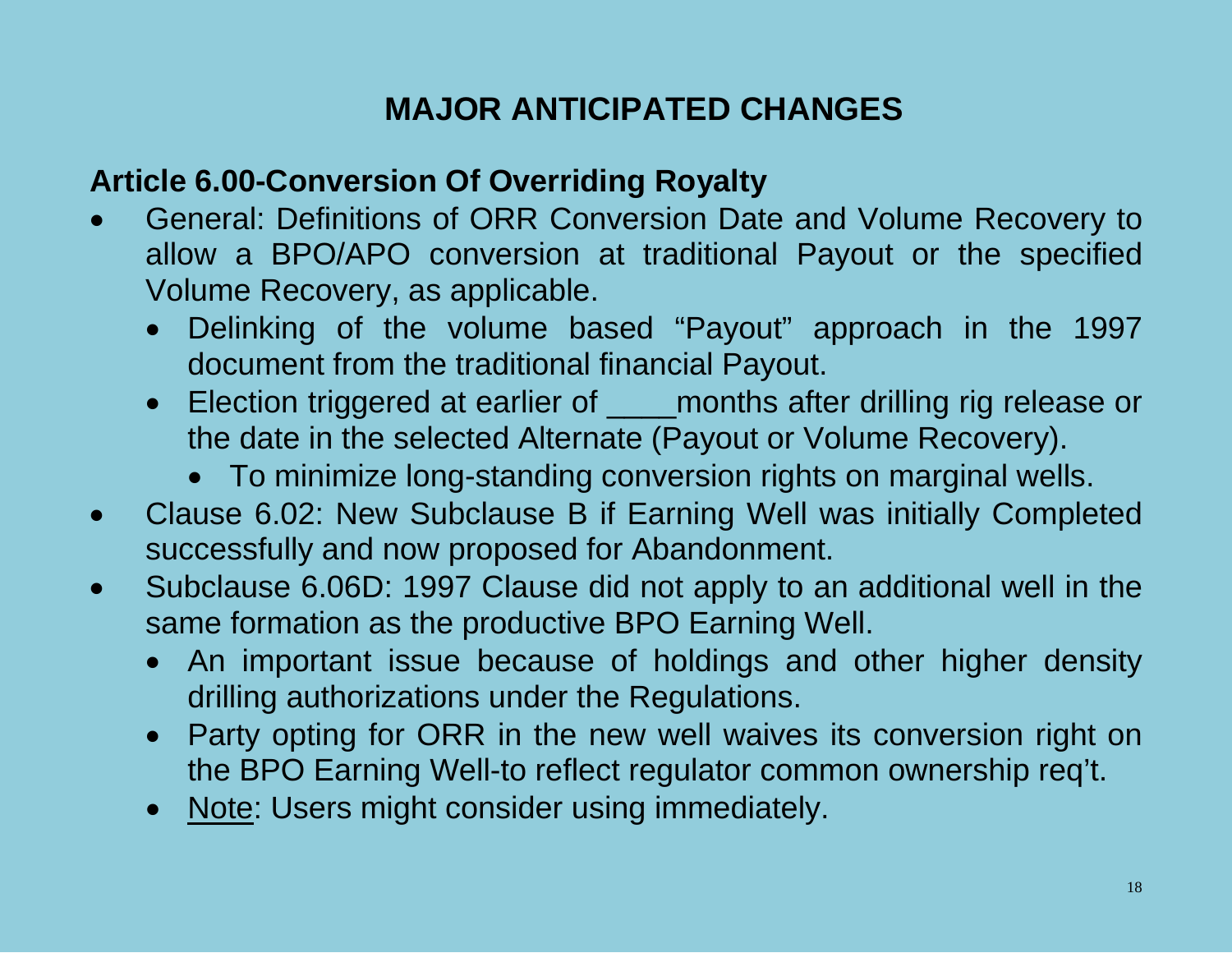# MAJOR ANTICIPATED CHANGES

## Article 6.00-Conversion Of Overriding Royalty

- General: Definitions of ORR Conversion Date and Volume Recovery to allow a BPO/APO conversion at traditional Payout or the specified Volume Recovery, as applicable.
  - Delinking of the volume based "Payout" approach in the 1997 document from the traditional financial Payout.
  - Election triggered at earlier of ____months after drilling rig release or the date in the selected Alternate (Payout or Volume Recovery).
    - To minimize long-standing conversion rights on marginal wells.
- Clause 6.02: New Subclause B if Earning Well was initially Completed successfully and now proposed for Abandonment.
- Subclause 6.06D: 1997 Clause did not apply to an additional well in the same formation as the productive BPO Earning Well.
  - An important issue because of holdings and other higher density drilling authorizations under the Regulations.
  - Party opting for ORR in the new well waives its conversion right on the BPO Earning Well-to reflect regulator common ownership req't.
  - <u>Note</u>: Users might consider using immediately.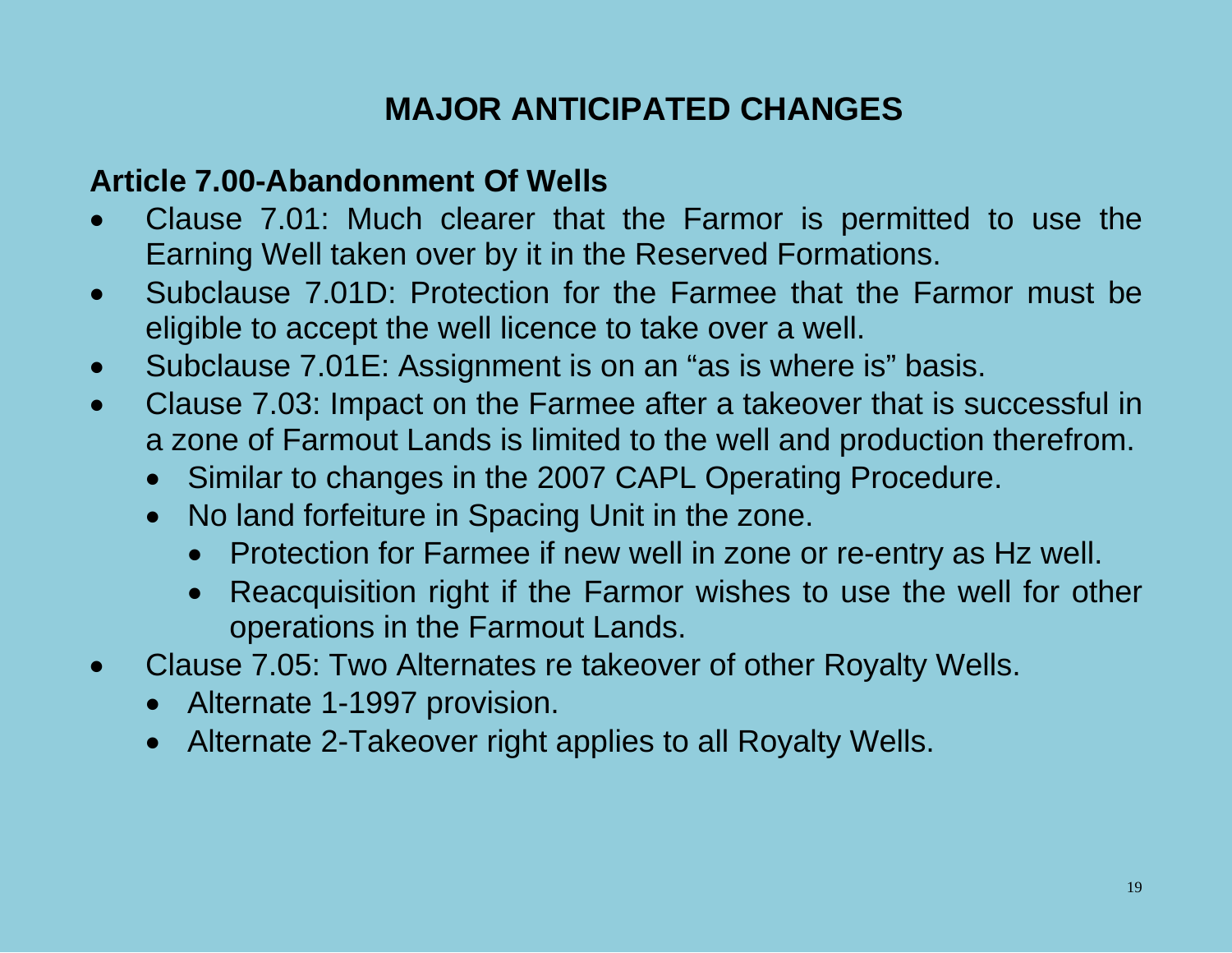# MAJOR ANTICIPATED CHANGES

## Article 7.00-Abandonment Of Wells

- Clause 7.01: Much clearer that the Farmor is permitted to use the Earning Well taken over by it in the Reserved Formations.
- Subclause 7.01D: Protection for the Farmee that the Farmor must be eligible to accept the well licence to take over a well.
- Subclause 7.01E: Assignment is on an "as is where is" basis.
- Clause 7.03: Impact on the Farmee after a takeover that is successful in a zone of Farmout Lands is limited to the well and production therefrom.
  - Similar to changes in the 2007 CAPL Operating Procedure.
  - No land forfeiture in Spacing Unit in the zone.
    - Protection for Farmee if new well in zone or re-entry as Hz well.
    - Reacquisition right if the Farmor wishes to use the well for other operations in the Farmout Lands.
- Clause 7.05: Two Alternates re takeover of other Royalty Wells.
  - Alternate 1-1997 provision.
  - Alternate 2-Takeover right applies to all Royalty Wells.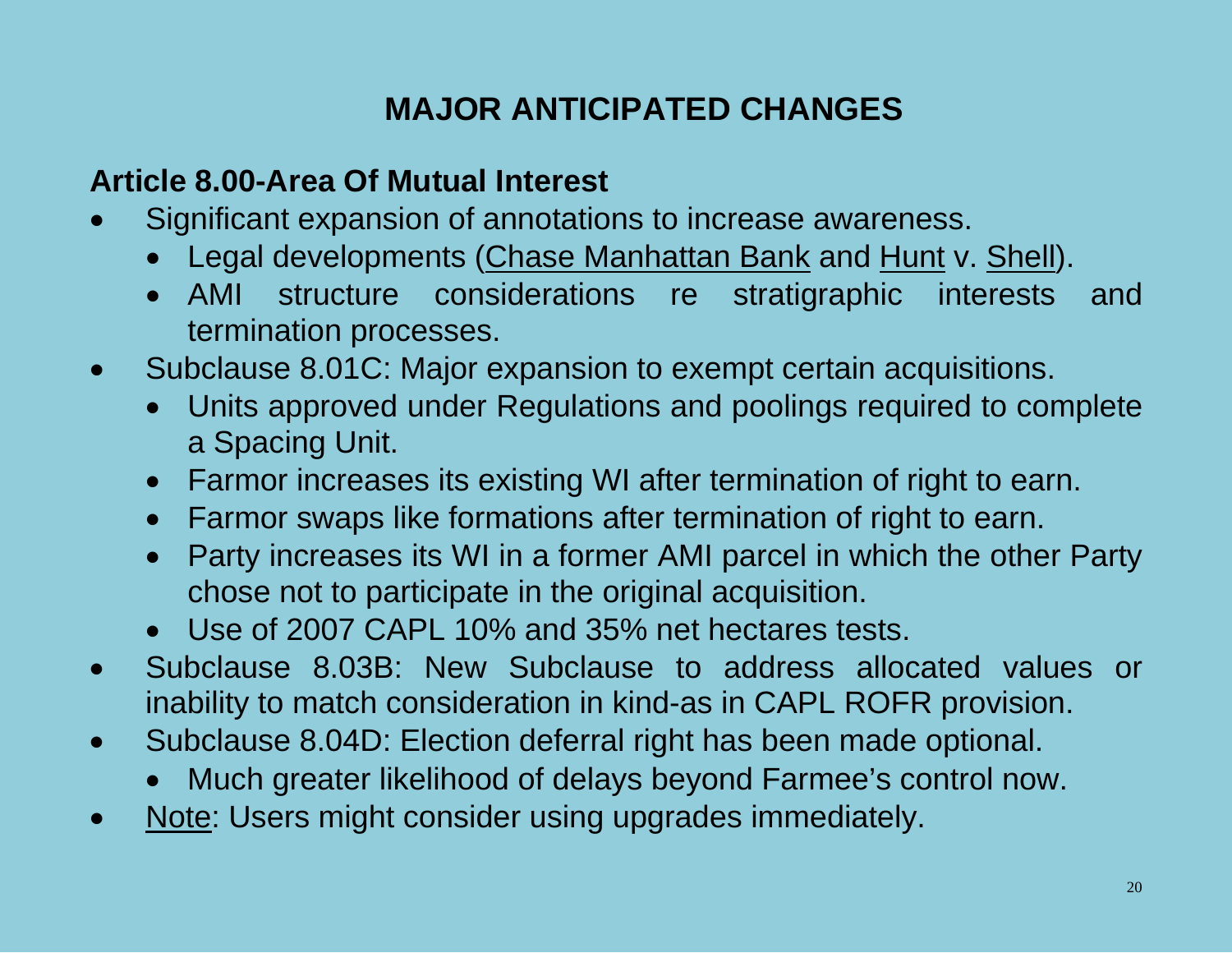# MAJOR ANTICIPATED CHANGES

## Article 8.00-Area Of Mutual Interest

- Significant expansion of annotations to increase awareness.
  - Legal developments (<u>Chase Manhattan Bank</u> and <u>Hunt</u> v. <u>Shell</u>).
  - AMI structure considerations re stratigraphic interests and termination processes.
- Subclause 8.01C: Major expansion to exempt certain acquisitions.
  - Units approved under Regulations and poolings required to complete a Spacing Unit.
  - Farmor increases its existing WI after termination of right to earn.
  - Farmor swaps like formations after termination of right to earn.
  - Party increases its WI in a former AMI parcel in which the other Party chose not to participate in the original acquisition.
  - Use of 2007 CAPL 10% and 35% net hectares tests.
- Subclause 8.03B: New Subclause to address allocated values or inability to match consideration in kind-as in CAPL ROFR provision.
- Subclause 8.04D: Election deferral right has been made optional.
  - Much greater likelihood of delays beyond Farmee's control now.
- <u>Note</u>: Users might consider using upgrades immediately.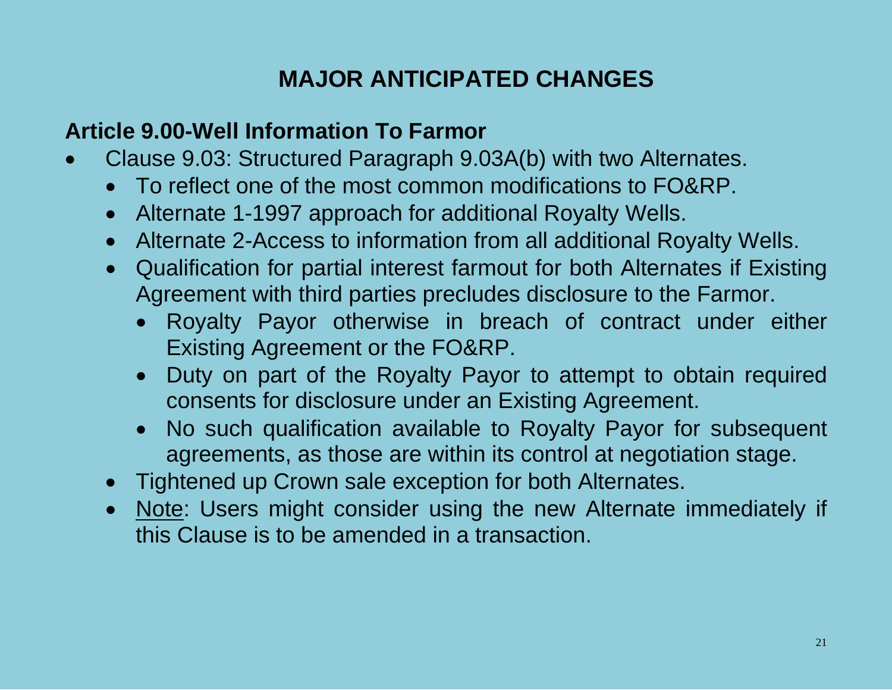# MAJOR ANTICIPATED CHANGES

## Article 9.00-Well Information To Farmor

- Clause 9.03: Structured Paragraph 9.03A(b) with two Alternates.
  - To reflect one of the most common modifications to FO&RP.
  - Alternate 1-1997 approach for additional Royalty Wells.
  - Alternate 2-Access to information from all additional Royalty Wells.
  - Qualification for partial interest farmout for both Alternates if Existing Agreement with third parties precludes disclosure to the Farmor.
    - Royalty Payor otherwise in breach of contract under either Existing Agreement or the FO&RP.
    - Duty on part of the Royalty Payor to attempt to obtain required consents for disclosure under an Existing Agreement.
    - No such qualification available to Royalty Payor for subsequent agreements, as those are within its control at negotiation stage.
  - Tightened up Crown sale exception for both Alternates.
  - <u>Note</u>: Users might consider using the new Alternate immediately if this Clause is to be amended in a transaction.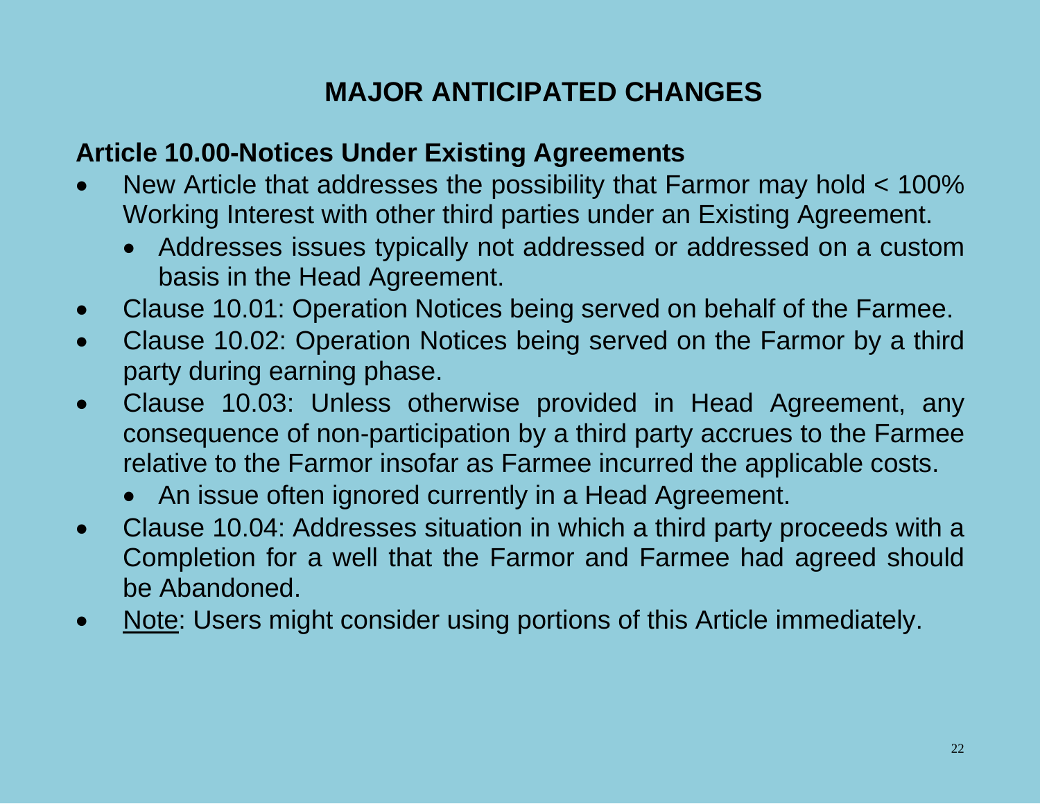# MAJOR ANTICIPATED CHANGES

## Article 10.00-Notices Under Existing Agreements

- New Article that addresses the possibility that Farmor may hold < 100% Working Interest with other third parties under an Existing Agreement.
  - Addresses issues typically not addressed or addressed on a custom basis in the Head Agreement.
- Clause 10.01: Operation Notices being served on behalf of the Farmee.
- Clause 10.02: Operation Notices being served on the Farmor by a third party during earning phase.
- Clause 10.03: Unless otherwise provided in Head Agreement, any consequence of non-participation by a third party accrues to the Farmee relative to the Farmor insofar as Farmee incurred the applicable costs.
  - An issue often ignored currently in a Head Agreement.
- Clause 10.04: Addresses situation in which a third party proceeds with a Completion for a well that the Farmor and Farmee had agreed should be Abandoned.
- <u>Note</u>: Users might consider using portions of this Article immediately.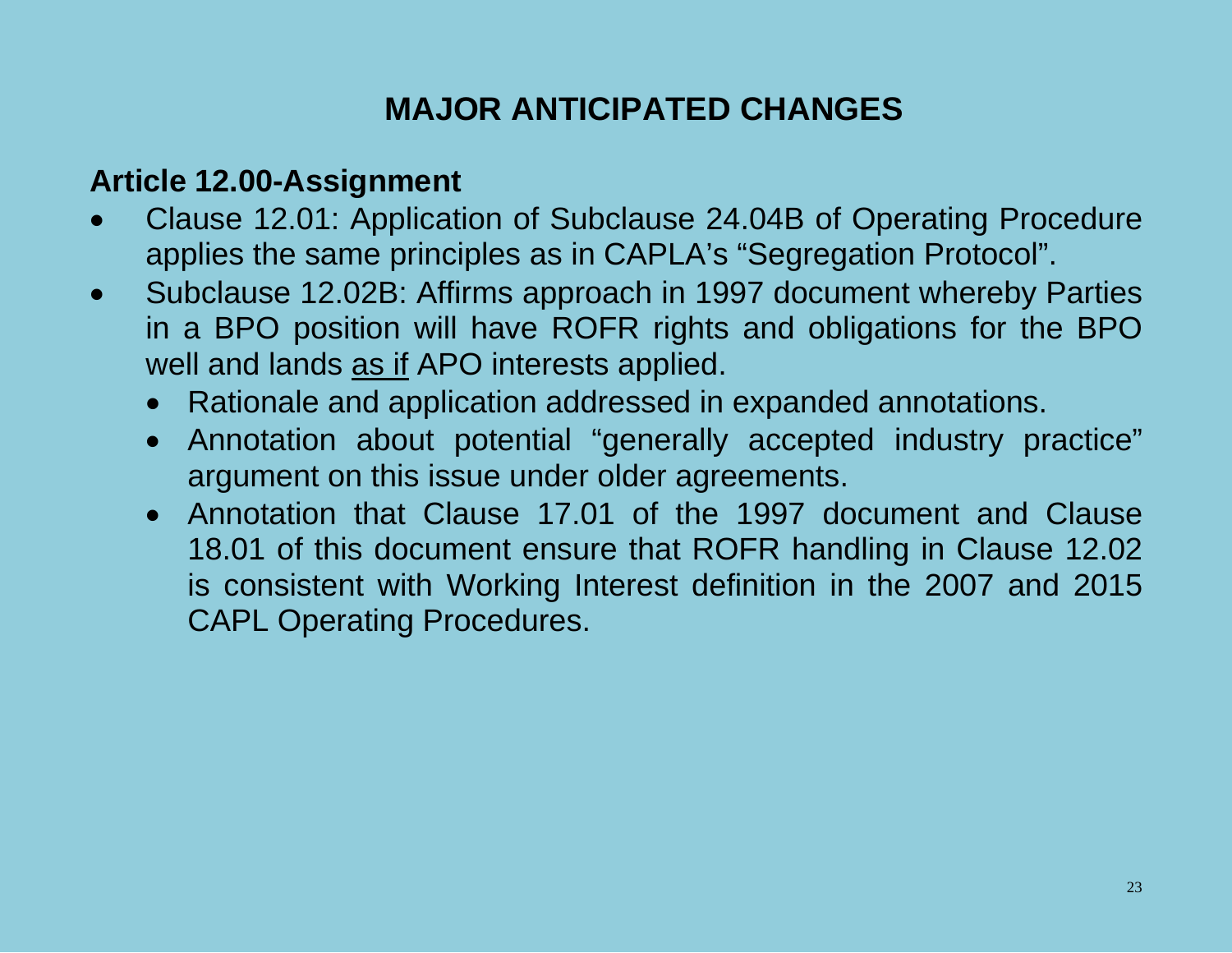# MAJOR ANTICIPATED CHANGES

## Article 12.00-Assignment

- Clause 12.01: Application of Subclause 24.04B of Operating Procedure applies the same principles as in CAPLA's "Segregation Protocol".
- Subclause 12.02B: Affirms approach in 1997 document whereby Parties in a BPO position will have ROFR rights and obligations for the BPO well and lands <u>as if</u> APO interests applied.
  - Rationale and application addressed in expanded annotations.
  - Annotation about potential "generally accepted industry practice" argument on this issue under older agreements.
  - Annotation that Clause 17.01 of the 1997 document and Clause 18.01 of this document ensure that ROFR handling in Clause 12.02 is consistent with Working Interest definition in the 2007 and 2015 CAPL Operating Procedures.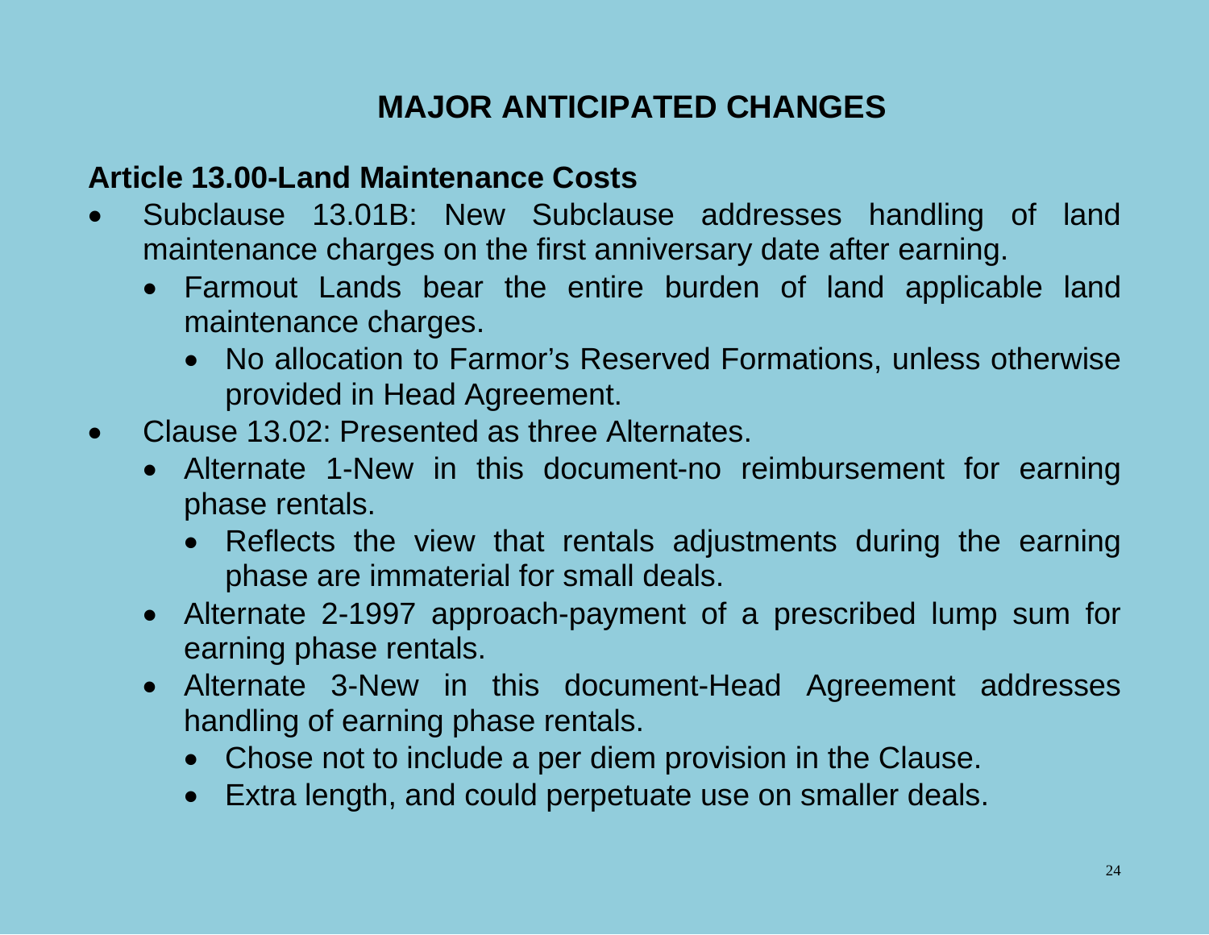# MAJOR ANTICIPATED CHANGES

## Article 13.00-Land Maintenance Costs

- Subclause 13.01B: New Subclause addresses handling of land maintenance charges on the first anniversary date after earning.
  - Farmout Lands bear the entire burden of land applicable land maintenance charges.
    - No allocation to Farmor's Reserved Formations, unless otherwise provided in Head Agreement.
- Clause 13.02: Presented as three Alternates.
  - Alternate 1-New in this document-no reimbursement for earning phase rentals.
    - Reflects the view that rentals adjustments during the earning phase are immaterial for small deals.
  - Alternate 2-1997 approach-payment of a prescribed lump sum for earning phase rentals.
  - Alternate 3-New in this document-Head Agreement addresses handling of earning phase rentals.
    - Chose not to include a per diem provision in the Clause.
    - Extra length, and could perpetuate use on smaller deals.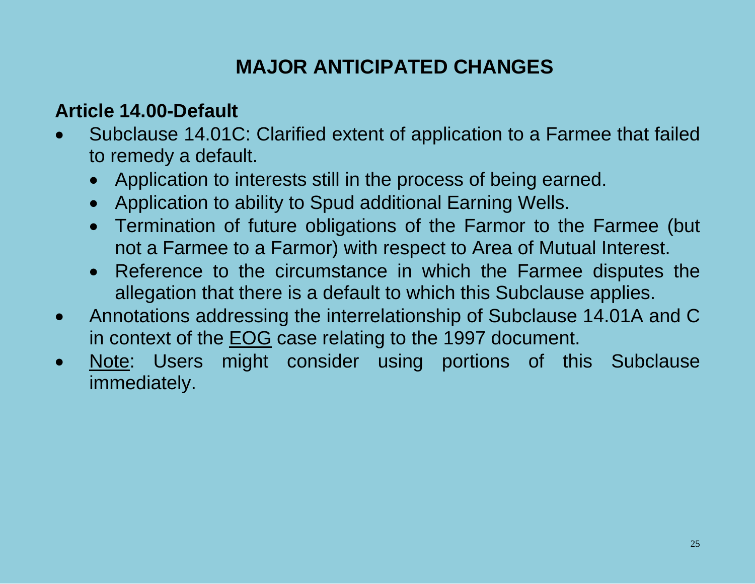# MAJOR ANTICIPATED CHANGES

## Article 14.00-Default

- Subclause 14.01C: Clarified extent of application to a Farmee that failed to remedy a default.
    - Application to interests still in the process of being earned.
    - Application to ability to Spud additional Earning Wells.
    - Termination of future obligations of the Farmor to the Farmee (but not a Farmee to a Farmor) with respect to Area of Mutual Interest.
    - Reference to the circumstance in which the Farmee disputes the allegation that there is a default to which this Subclause applies.
- Annotations addressing the interrelationship of Subclause 14.01A and C in context of the <u>EOG</u> case relating to the 1997 document.
- <u>Note</u>: Users might consider using portions of this Subclause immediately.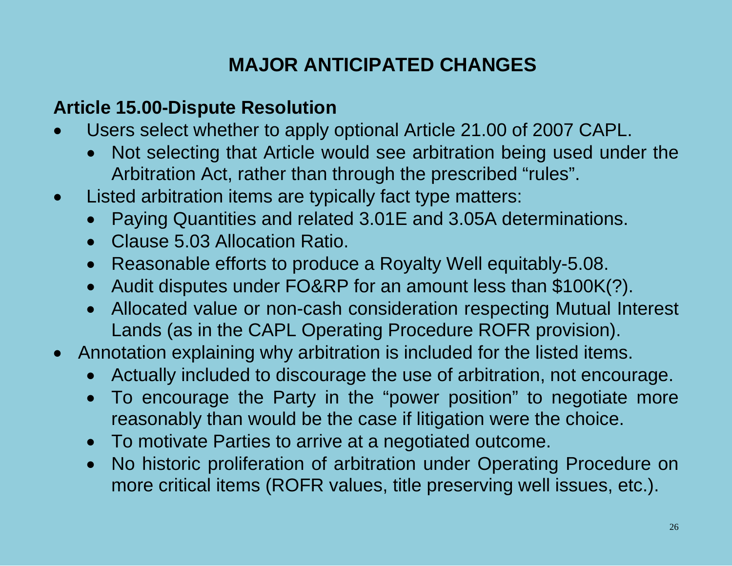# MAJOR ANTICIPATED CHANGES

## Article 15.00-Dispute Resolution

- Users select whether to apply optional Article 21.00 of 2007 CAPL.
  - Not selecting that Article would see arbitration being used under the Arbitration Act, rather than through the prescribed "rules".
- Listed arbitration items are typically fact type matters:
  - Paying Quantities and related 3.01E and 3.05A determinations.
  - Clause 5.03 Allocation Ratio.
  - Reasonable efforts to produce a Royalty Well equitably-5.08.
  - Audit disputes under FO&RP for an amount less than $100K(?).
  - Allocated value or non-cash consideration respecting Mutual Interest Lands (as in the CAPL Operating Procedure ROFR provision).
- Annotation explaining why arbitration is included for the listed items.
  - Actually included to discourage the use of arbitration, not encourage.
  - To encourage the Party in the "power position" to negotiate more reasonably than would be the case if litigation were the choice.
  - To motivate Parties to arrive at a negotiated outcome.
  - No historic proliferation of arbitration under Operating Procedure on more critical items (ROFR values, title preserving well issues, etc.).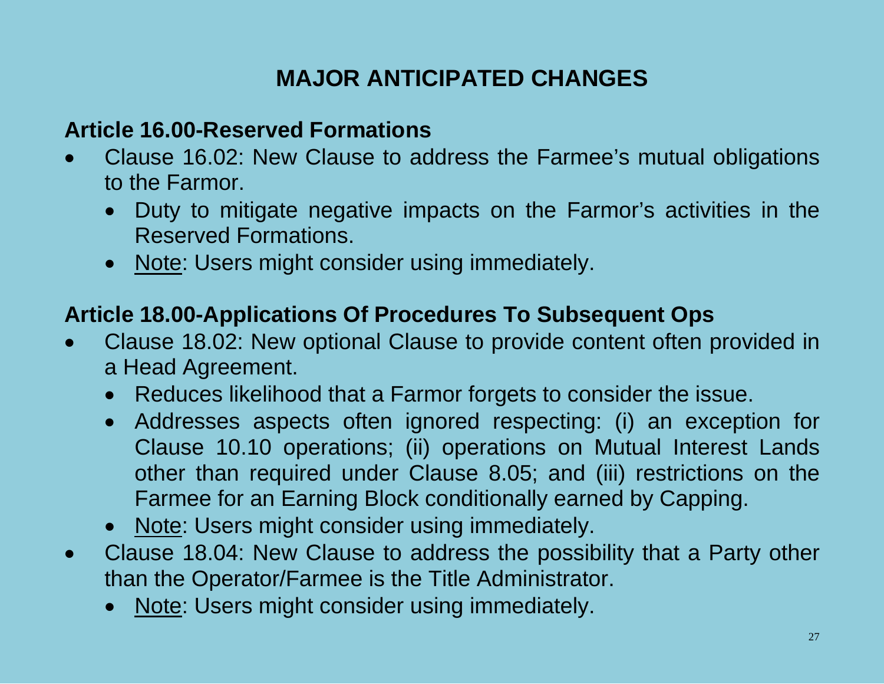# MAJOR ANTICIPATED CHANGES

## Article 16.00-Reserved Formations

- Clause 16.02: New Clause to address the Farmee's mutual obligations to the Farmor.
  - Duty to mitigate negative impacts on the Farmor's activities in the Reserved Formations.
  - <u>Note</u>: Users might consider using immediately.

## Article 18.00-Applications Of Procedures To Subsequent Ops

- Clause 18.02: New optional Clause to provide content often provided in a Head Agreement.
  - Reduces likelihood that a Farmor forgets to consider the issue.
  - Addresses aspects often ignored respecting: (i) an exception for Clause 10.10 operations; (ii) operations on Mutual Interest Lands other than required under Clause 8.05; and (iii) restrictions on the Farmee for an Earning Block conditionally earned by Capping.
  - <u>Note</u>: Users might consider using immediately.
- Clause 18.04: New Clause to address the possibility that a Party other than the Operator/Farmee is the Title Administrator.
  - <u>Note</u>: Users might consider using immediately.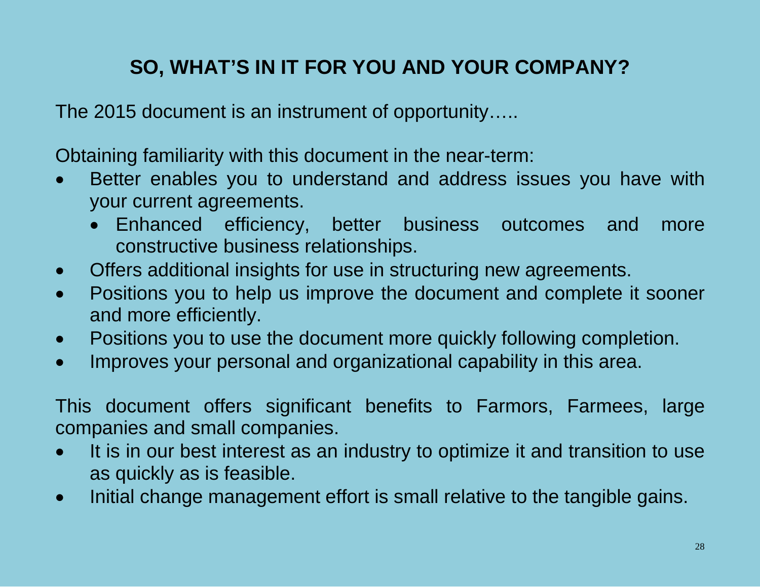## SO, WHAT'S IN IT FOR YOU AND YOUR COMPANY?

The 2015 document is an instrument of opportunity…..

Obtaining familiarity with this document in the near-term:

- Better enables you to understand and address issues you have with your current agreements.
  - Enhanced efficiency, better business outcomes and more constructive business relationships.
- Offers additional insights for use in structuring new agreements.
- Positions you to help us improve the document and complete it sooner and more efficiently.
- Positions you to use the document more quickly following completion.
- Improves your personal and organizational capability in this area.

This document offers significant benefits to Farmors, Farmees, large companies and small companies.

- It is in our best interest as an industry to optimize it and transition to use as quickly as is feasible.
- Initial change management effort is small relative to the tangible gains.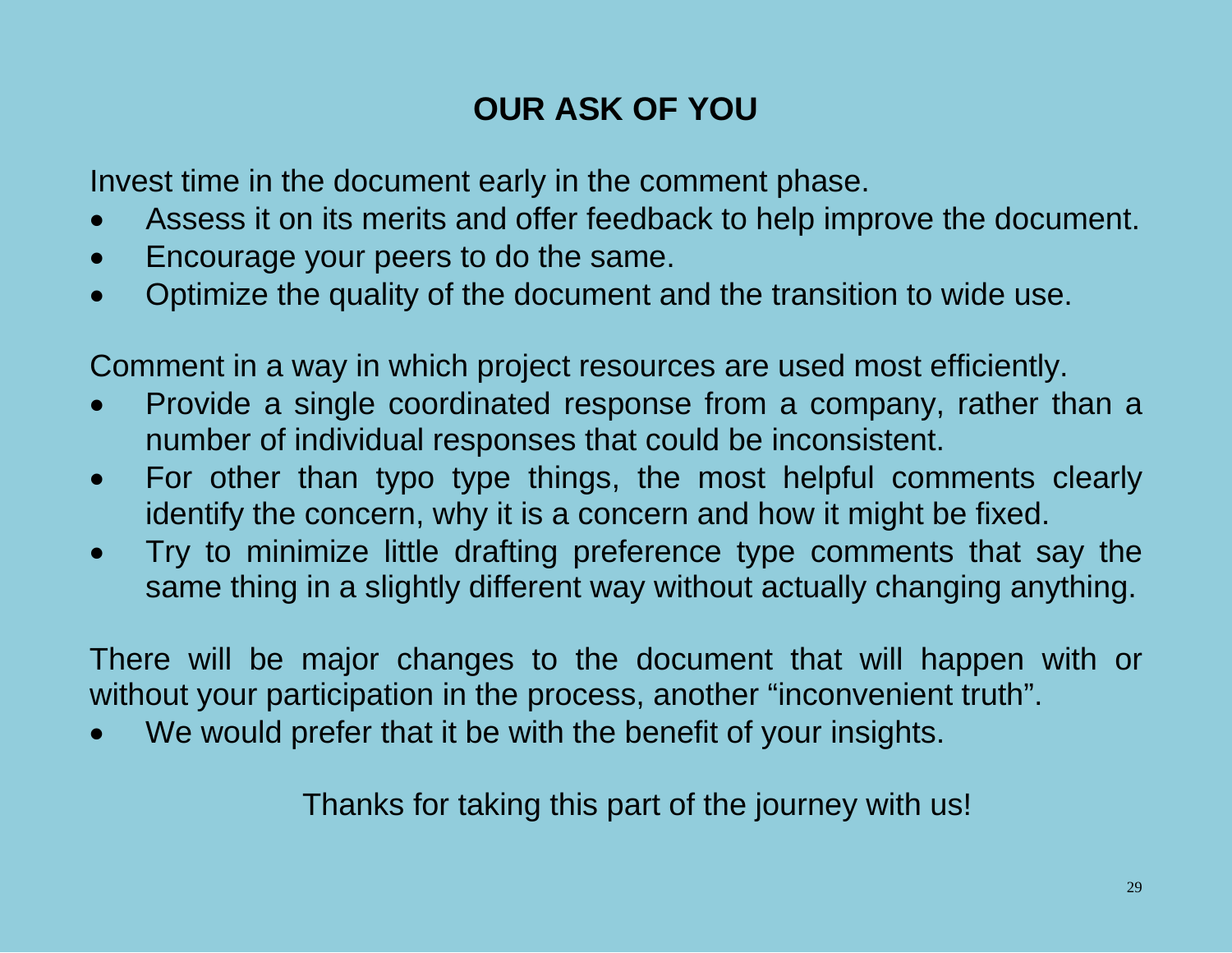# OUR ASK OF YOU

Invest time in the document early in the comment phase.

- Assess it on its merits and offer feedback to help improve the document.
- Encourage your peers to do the same.
- Optimize the quality of the document and the transition to wide use.

Comment in a way in which project resources are used most efficiently.

- Provide a single coordinated response from a company, rather than a number of individual responses that could be inconsistent.
- For other than typo type things, the most helpful comments clearly identify the concern, why it is a concern and how it might be fixed.
- Try to minimize little drafting preference type comments that say the same thing in a slightly different way without actually changing anything.

There will be major changes to the document that will happen with or without your participation in the process, another “inconvenient truth”.

- We would prefer that it be with the benefit of your insights.

Thanks for taking this part of the journey with us!